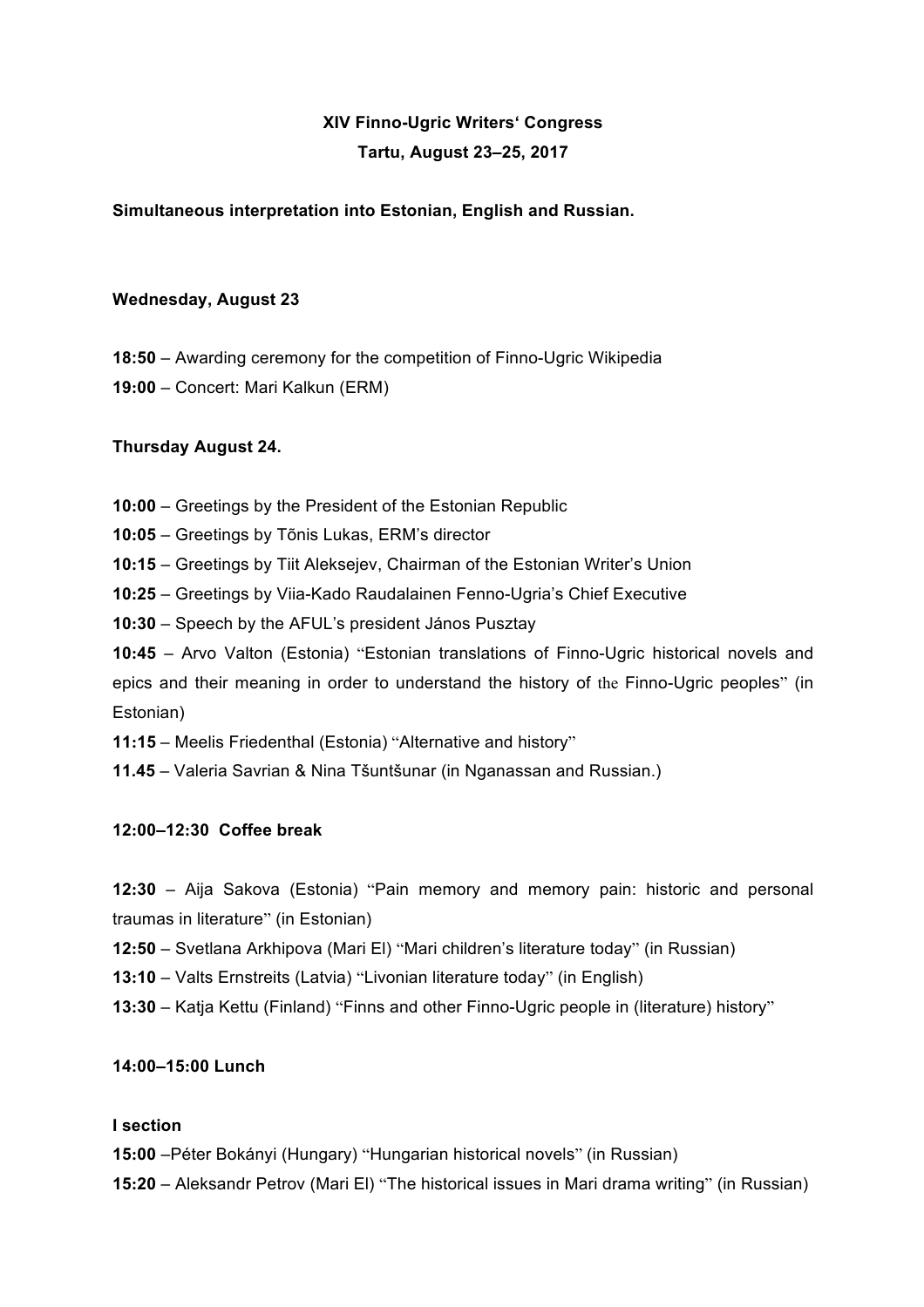**XIV Finno-Ugric Writers‘ Congress**

**Tartu, August 23–25, 2017**

**Simultaneous interpretation into Estonian, English and Russian.**

**Wednesday, August 23**

**18:50** – Awarding ceremony for the competition of Finno-Ugric Wikipedia

**19:00** – Concert: Mari Kalkun (ERM)

**Thursday August 24.**

**10:00** – Greetings by the President of the Estonian Republic

**10:05** – Greetings by Tõnis Lukas, ERM's director

**10:15** – Greetings by Tiit Aleksejev, Chairman of the Estonian Writer's Union

**10:25** – Greetings by Viia-Kado Raudalainen Fenno-Ugria's Chief Executive

**10:30** – Speech by the AFUL's president János Pusztay

**10:45** – Arvo Valton (Estonia) "Estonian translations of Finno-Ugric historical novels and epics and their meaning in order to understand the history of the Finno-Ugric peoples" (in Estonian)

**11:15** – Meelis Friedenthal (Estonia) "Alternative and history"

**11.45** – Valeria Savrian & Nina Tšuntšunar (in Nganassan and Russian.)

**12:00–12:30 Coffee break**

**12:30** – Aija Sakova (Estonia) "Pain memory and memory pain: historic and personal traumas in literature" (in Estonian)

**12:50** – Svetlana Arkhipova (Mari El) "Mari children's literature today" (in Russian)

**13:10** – Valts Ernstreits (Latvia) "Livonian literature today" (in English)

**13:30** – Katja Kettu (Finland) "Finns and other Finno-Ugric people in (literature) history"

**14:00–15:00 Lunch**

**I section**

**15:00** –Péter Bokányi (Hungary) "Hungarian historical novels" (in Russian)

**15:20** – Aleksandr Petrov (Mari El) "The historical issues in Mari drama writing" (in Russian)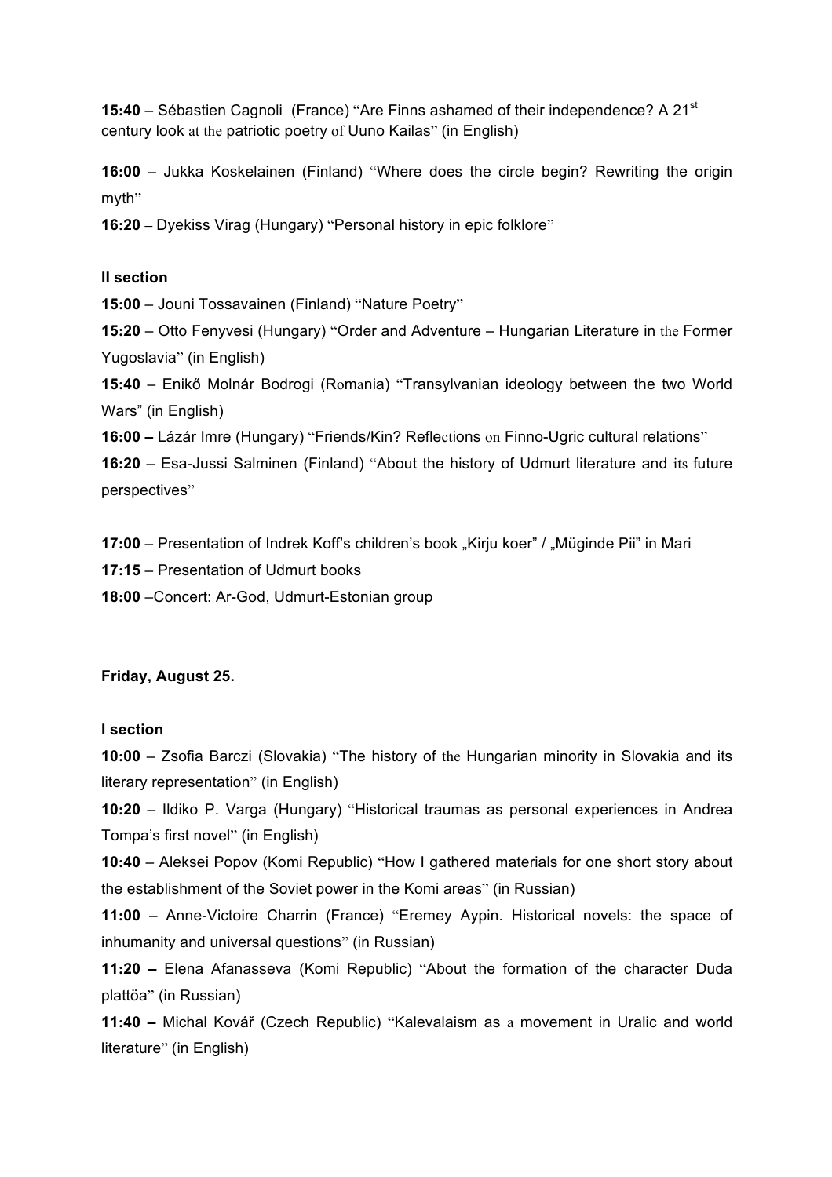**15:40** – Sébastien Cagnoli (France) "Are Finns ashamed of their independence? A 21st century look at the patriotic poetry of Uuno Kailas" (in English)

**16:00** – Jukka Koskelainen (Finland) "Where does the circle begin? Rewriting the origin myth"

**16:20** – Dyekiss Virag (Hungary) "Personal history in epic folklore"

**II section**

**15:00** – Jouni Tossavainen (Finland) "Nature Poetry"

**15:20** – Otto Fenyvesi (Hungary) "Order and Adventure – Hungarian Literature in the Former Yugoslavia" (in English)

**15:40** – Enikő Molnár Bodrogi (Romania) "Transylvanian ideology between the two World Wars" (in English)

**16:00 –** Lázár Imre (Hungary) "Friends/Kin? Reflections on Finno-Ugric cultural relations"

**16:20** – Esa-Jussi Salminen (Finland) "About the history of Udmurt literature and its future perspectives"

**17:00** – Presentation of Indrek Koff's children's book „Kirju koer" / „Müginde Pii" in Mari

**17:15** – Presentation of Udmurt books

**18:00** –Concert: Ar-God, Udmurt-Estonian group

**Friday, August 25.**

**I section**

**10:00** – Zsofia Barczi (Slovakia) "The history of the Hungarian minority in Slovakia and its literary representation" (in English)

**10:20** – Ildiko P. Varga (Hungary) "Historical traumas as personal experiences in Andrea Tompa's first novel" (in English)

**10:40** – Aleksei Popov (Komi Republic) "How I gathered materials for one short story about the establishment of the Soviet power in the Komi areas" (in Russian)

**11:00** – Anne-Victoire Charrin (France) "Eremey Aypin. Historical novels: the space of inhumanity and universal questions" (in Russian)

**11:20 –** Elena Afanasseva (Komi Republic) "About the formation of the character Duda plattöa" (in Russian)

**11:40 –** Michal Kovář (Czech Republic) "Kalevalaism as a movement in Uralic and world literature" (in English)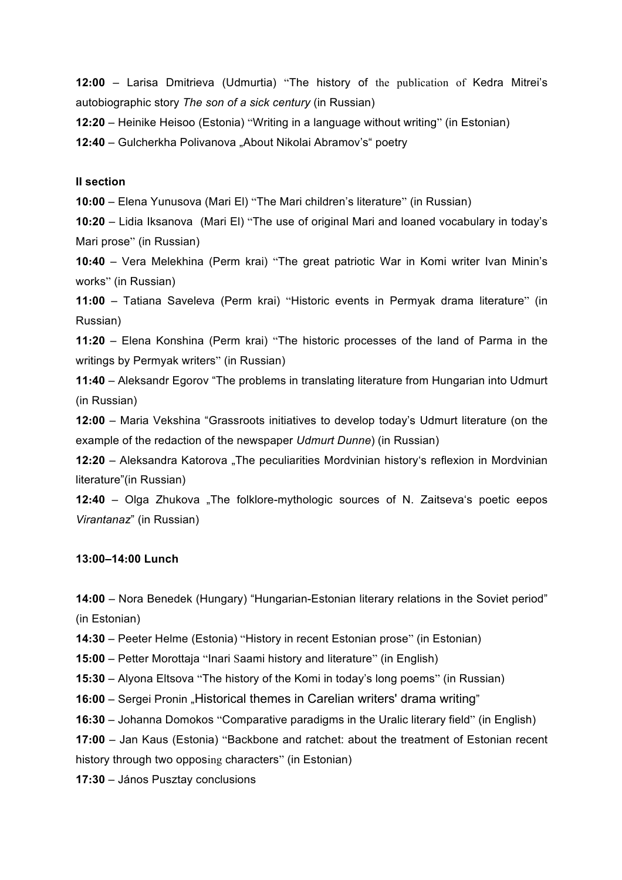**12:00** – Larisa Dmitrieva (Udmurtia) "The history of the publication of Kedra Mitrei's autobiographic story *The son of a sick century* (in Russian)

**12:20** – Heinike Heisoo (Estonia) "Writing in a language without writing" (in Estonian)

**12:40** – Gulcherkha Polivanova „About Nikolai Abramov's" poetry

**II section**

**10:00** – Elena Yunusova (Mari El) "The Mari children's literature" (in Russian)

**10:20** – Lidia Iksanova (Mari El) "The use of original Mari and loaned vocabulary in today's Mari prose" (in Russian)

**10:40** – Vera Melekhina (Perm krai) "The great patriotic War in Komi writer Ivan Minin's works" (in Russian)

**11:00** – Tatiana Saveleva (Perm krai) "Historic events in Permyak drama literature" (in Russian)

**11:20** – Elena Konshina (Perm krai) "The historic processes of the land of Parma in the writings by Permyak writers" (in Russian)

**11:40** – Aleksandr Egorov "The problems in translating literature from Hungarian into Udmurt (in Russian)

**12:00** – Maria Vekshina "Grassroots initiatives to develop today's Udmurt literature (on the example of the redaction of the newspaper *Udmurt Dunne*) (in Russian)

**12:20** – Aleksandra Katorova „The peculiarities Mordvinian history's reflexion in Mordvinian literature"(in Russian)

**12:40** – Olga Zhukova „The folklore-mythologic sources of N. Zaitseva's poetic eepos *Virantanaz*" (in Russian)

**13:00–14:00 Lunch**

**14:00** – Nora Benedek (Hungary) "Hungarian-Estonian literary relations in the Soviet period" (in Estonian)

**14:30** – Peeter Helme (Estonia) "History in recent Estonian prose" (in Estonian)

**15:00** – Petter Morottaja "Inari Saami history and literature" (in English)

**15:30** – Alyona Eltsova "The history of the Komi in today's long poems" (in Russian)

**16:00** – Sergei Pronin „Historical themes in Carelian writers' drama writing"

**16:30** – Johanna Domokos "Comparative paradigms in the Uralic literary field" (in English)

**17:00** – Jan Kaus (Estonia) "Backbone and ratchet: about the treatment of Estonian recent history through two opposing characters" (in Estonian)

**17:30** – János Pusztay conclusions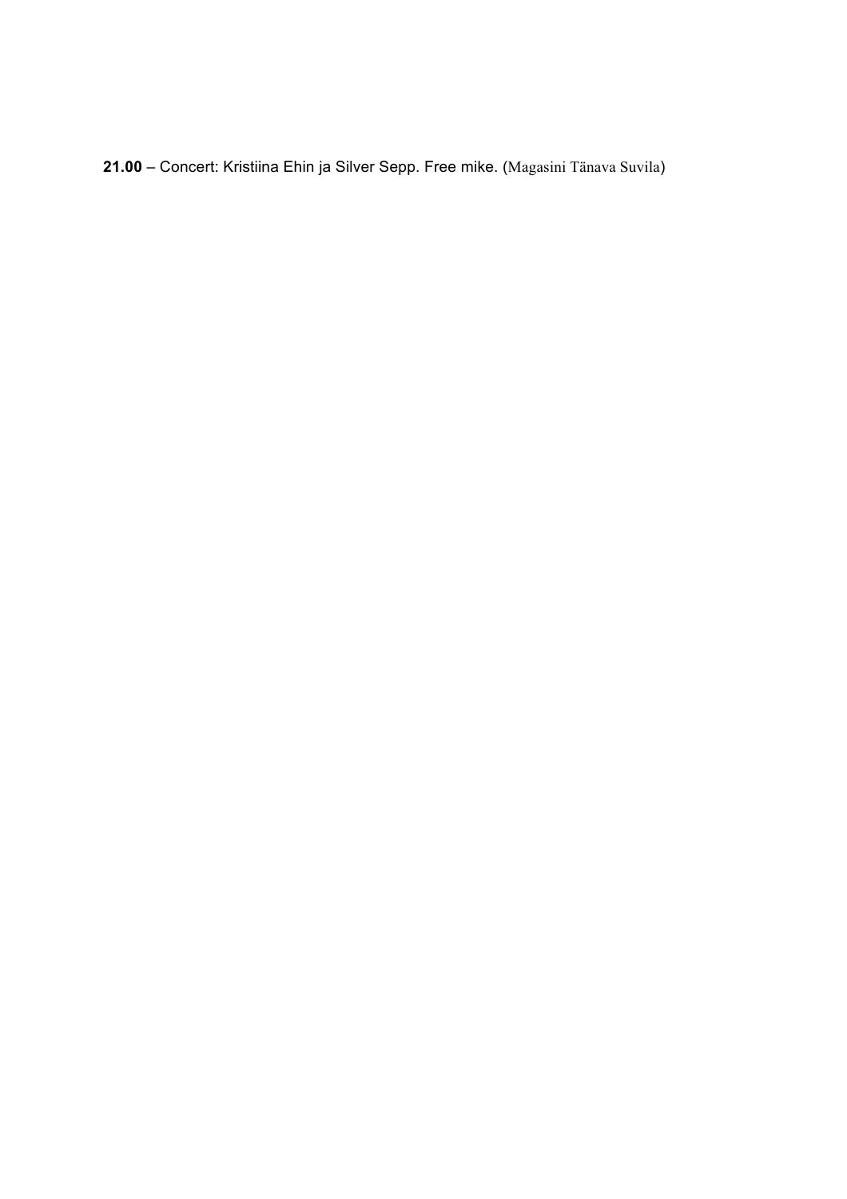**21.00** – Concert: Kristiina Ehin ja Silver Sepp. Free mike. (Magasini Tänava Suvila)